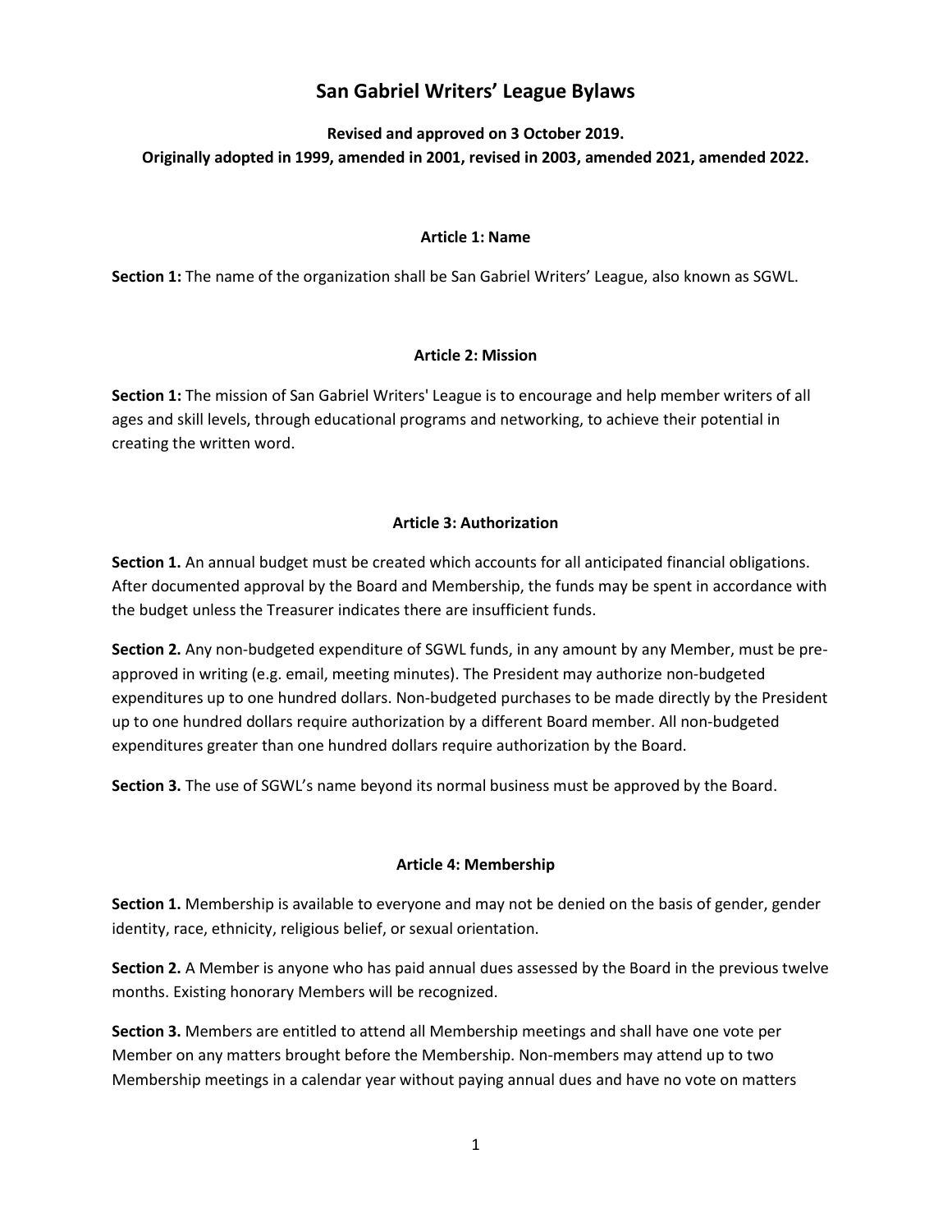# San Gabriel Writers' League Bylaws

**Revised and approved on 3 October 2019.**
**Originally adopted in 1999, amended in 2001, revised in 2003, amended 2021, amended 2022.**

## Article 1: Name

**Section 1:** The name of the organization shall be San Gabriel Writers' League, also known as SGWL.

## Article 2: Mission

**Section 1:** The mission of San Gabriel Writers' League is to encourage and help member writers of all ages and skill levels, through educational programs and networking, to achieve their potential in creating the written word.

## Article 3: Authorization

**Section 1.** An annual budget must be created which accounts for all anticipated financial obligations. After documented approval by the Board and Membership, the funds may be spent in accordance with the budget unless the Treasurer indicates there are insufficient funds.

**Section 2.** Any non-budgeted expenditure of SGWL funds, in any amount by any Member, must be pre-approved in writing (e.g. email, meeting minutes). The President may authorize non-budgeted expenditures up to one hundred dollars. Non-budgeted purchases to be made directly by the President up to one hundred dollars require authorization by a different Board member. All non-budgeted expenditures greater than one hundred dollars require authorization by the Board.

**Section 3.** The use of SGWL's name beyond its normal business must be approved by the Board.

## Article 4: Membership

**Section 1.** Membership is available to everyone and may not be denied on the basis of gender, gender identity, race, ethnicity, religious belief, or sexual orientation.

**Section 2.** A Member is anyone who has paid annual dues assessed by the Board in the previous twelve months. Existing honorary Members will be recognized.

**Section 3.** Members are entitled to attend all Membership meetings and shall have one vote per Member on any matters brought before the Membership. Non-members may attend up to two Membership meetings in a calendar year without paying annual dues and have no vote on matters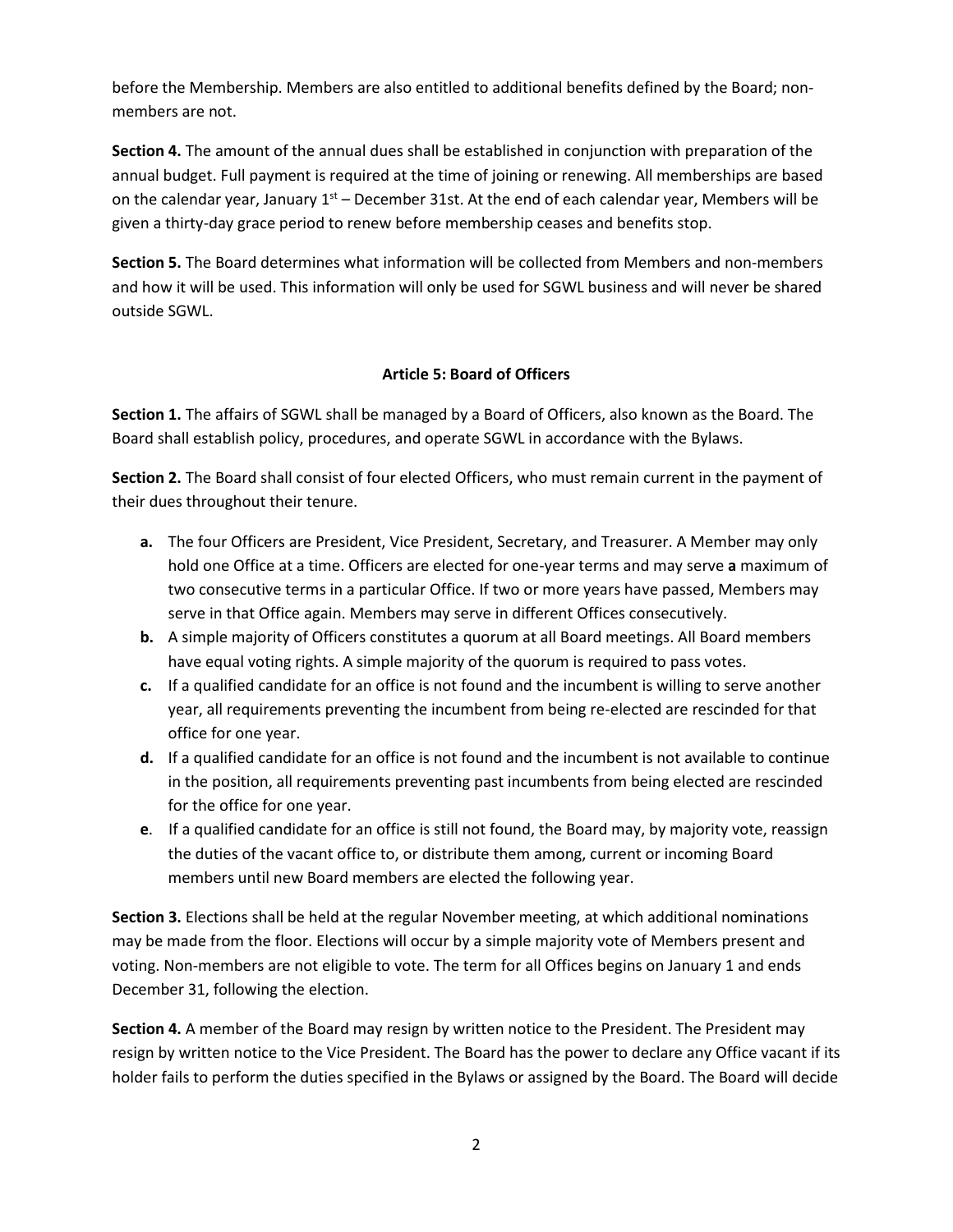before the Membership. Members are also entitled to additional benefits defined by the Board; non-members are not.

**Section 4.** The amount of the annual dues shall be established in conjunction with preparation of the annual budget. Full payment is required at the time of joining or renewing. All memberships are based on the calendar year, January 1st – December 31st. At the end of each calendar year, Members will be given a thirty-day grace period to renew before membership ceases and benefits stop.

**Section 5.** The Board determines what information will be collected from Members and non-members and how it will be used. This information will only be used for SGWL business and will never be shared outside SGWL.

## Article 5: Board of Officers

**Section 1.** The affairs of SGWL shall be managed by a Board of Officers, also known as the Board. The Board shall establish policy, procedures, and operate SGWL in accordance with the Bylaws.

**Section 2.** The Board shall consist of four elected Officers, who must remain current in the payment of their dues throughout their tenure.

- **a.** The four Officers are President, Vice President, Secretary, and Treasurer. A Member may only hold one Office at a time. Officers are elected for one-year terms and may serve **a** maximum of two consecutive terms in a particular Office. If two or more years have passed, Members may serve in that Office again. Members may serve in different Offices consecutively.
- **b.** A simple majority of Officers constitutes a quorum at all Board meetings. All Board members have equal voting rights. A simple majority of the quorum is required to pass votes.
- **c.** If a qualified candidate for an office is not found and the incumbent is willing to serve another year, all requirements preventing the incumbent from being re-elected are rescinded for that office for one year.
- **d.** If a qualified candidate for an office is not found and the incumbent is not available to continue in the position, all requirements preventing past incumbents from being elected are rescinded for the office for one year.
- **e**. If a qualified candidate for an office is still not found, the Board may, by majority vote, reassign the duties of the vacant office to, or distribute them among, current or incoming Board members until new Board members are elected the following year.

**Section 3.** Elections shall be held at the regular November meeting, at which additional nominations may be made from the floor. Elections will occur by a simple majority vote of Members present and voting. Non-members are not eligible to vote. The term for all Offices begins on January 1 and ends December 31, following the election.

**Section 4.** A member of the Board may resign by written notice to the President. The President may resign by written notice to the Vice President. The Board has the power to declare any Office vacant if its holder fails to perform the duties specified in the Bylaws or assigned by the Board. The Board will decide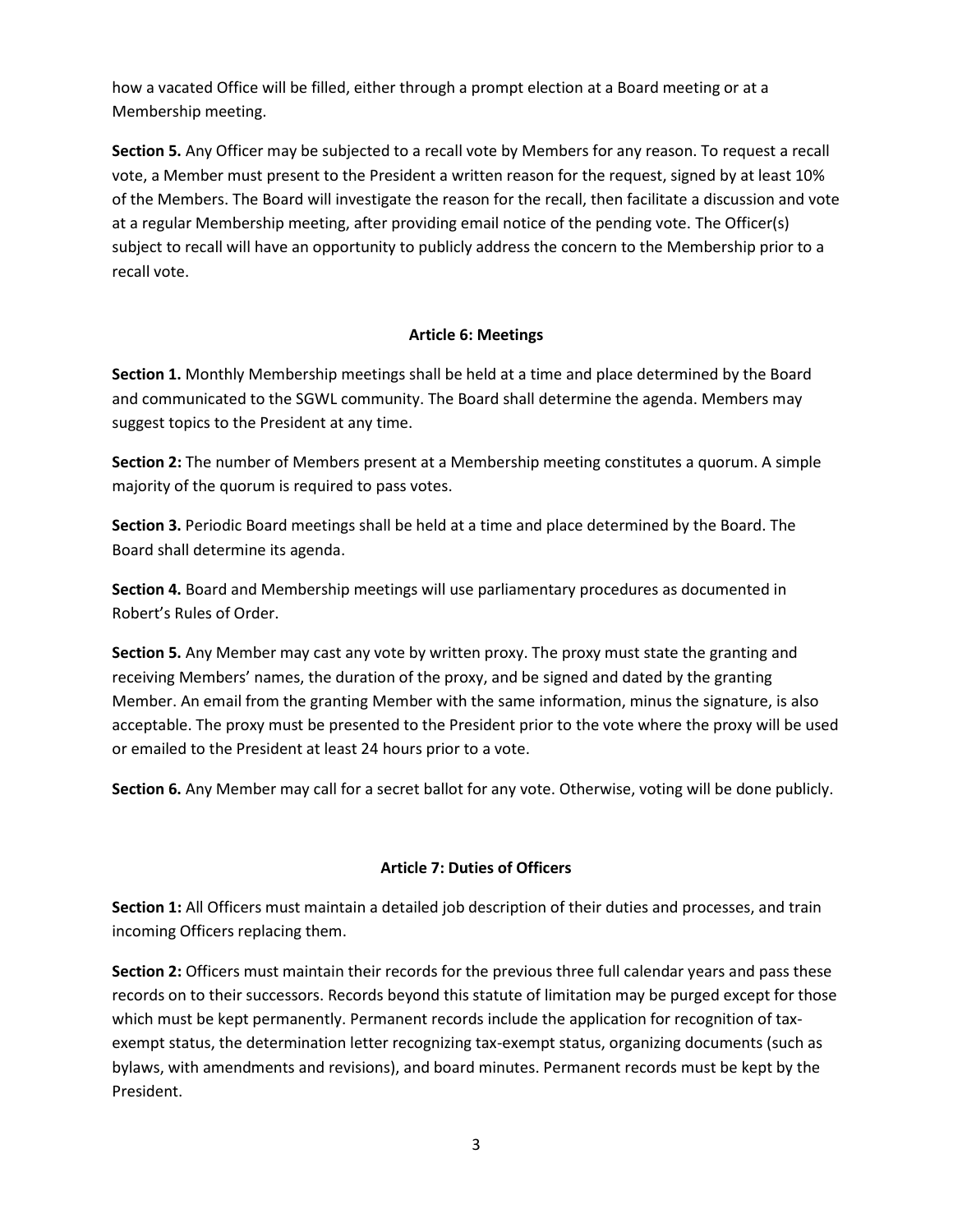how a vacated Office will be filled, either through a prompt election at a Board meeting or at a Membership meeting.

**Section 5.** Any Officer may be subjected to a recall vote by Members for any reason. To request a recall vote, a Member must present to the President a written reason for the request, signed by at least 10% of the Members. The Board will investigate the reason for the recall, then facilitate a discussion and vote at a regular Membership meeting, after providing email notice of the pending vote. The Officer(s) subject to recall will have an opportunity to publicly address the concern to the Membership prior to a recall vote.

## Article 6: Meetings

**Section 1.** Monthly Membership meetings shall be held at a time and place determined by the Board and communicated to the SGWL community. The Board shall determine the agenda. Members may suggest topics to the President at any time.

**Section 2:** The number of Members present at a Membership meeting constitutes a quorum. A simple majority of the quorum is required to pass votes.

**Section 3.** Periodic Board meetings shall be held at a time and place determined by the Board. The Board shall determine its agenda.

**Section 4.** Board and Membership meetings will use parliamentary procedures as documented in Robert's Rules of Order.

**Section 5.** Any Member may cast any vote by written proxy. The proxy must state the granting and receiving Members' names, the duration of the proxy, and be signed and dated by the granting Member. An email from the granting Member with the same information, minus the signature, is also acceptable. The proxy must be presented to the President prior to the vote where the proxy will be used or emailed to the President at least 24 hours prior to a vote.

**Section 6.** Any Member may call for a secret ballot for any vote. Otherwise, voting will be done publicly.

## Article 7: Duties of Officers

**Section 1:** All Officers must maintain a detailed job description of their duties and processes, and train incoming Officers replacing them.

**Section 2:** Officers must maintain their records for the previous three full calendar years and pass these records on to their successors. Records beyond this statute of limitation may be purged except for those which must be kept permanently. Permanent records include the application for recognition of tax-exempt status, the determination letter recognizing tax-exempt status, organizing documents (such as bylaws, with amendments and revisions), and board minutes. Permanent records must be kept by the President.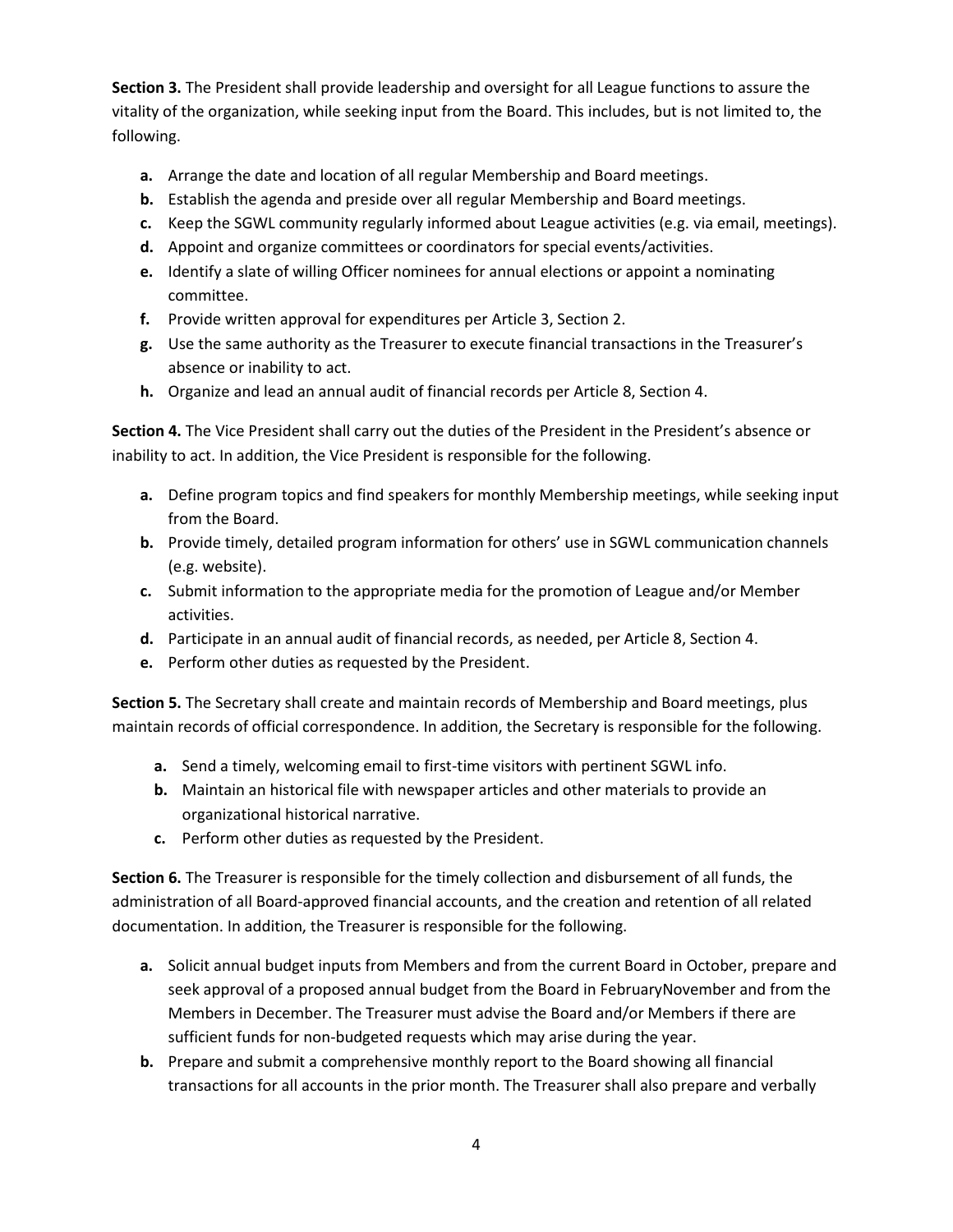**Section 3.** The President shall provide leadership and oversight for all League functions to assure the vitality of the organization, while seeking input from the Board. This includes, but is not limited to, the following.

- **a.** Arrange the date and location of all regular Membership and Board meetings.
- **b.** Establish the agenda and preside over all regular Membership and Board meetings.
- **c.** Keep the SGWL community regularly informed about League activities (e.g. via email, meetings).
- **d.** Appoint and organize committees or coordinators for special events/activities.
- **e.** Identify a slate of willing Officer nominees for annual elections or appoint a nominating committee.
- **f.** Provide written approval for expenditures per Article 3, Section 2.
- **g.** Use the same authority as the Treasurer to execute financial transactions in the Treasurer's absence or inability to act.
- **h.** Organize and lead an annual audit of financial records per Article 8, Section 4.

**Section 4.** The Vice President shall carry out the duties of the President in the President's absence or inability to act. In addition, the Vice President is responsible for the following.

- **a.** Define program topics and find speakers for monthly Membership meetings, while seeking input from the Board.
- **b.** Provide timely, detailed program information for others' use in SGWL communication channels (e.g. website).
- **c.** Submit information to the appropriate media for the promotion of League and/or Member activities.
- **d.** Participate in an annual audit of financial records, as needed, per Article 8, Section 4.
- **e.** Perform other duties as requested by the President.

**Section 5.** The Secretary shall create and maintain records of Membership and Board meetings, plus maintain records of official correspondence. In addition, the Secretary is responsible for the following.

- **a.** Send a timely, welcoming email to first-time visitors with pertinent SGWL info.
- **b.** Maintain an historical file with newspaper articles and other materials to provide an organizational historical narrative.
- **c.** Perform other duties as requested by the President.

**Section 6.** The Treasurer is responsible for the timely collection and disbursement of all funds, the administration of all Board-approved financial accounts, and the creation and retention of all related documentation. In addition, the Treasurer is responsible for the following.

- **a.** Solicit annual budget inputs from Members and from the current Board in October, prepare and seek approval of a proposed annual budget from the Board in FebruaryNovember and from the Members in December. The Treasurer must advise the Board and/or Members if there are sufficient funds for non-budgeted requests which may arise during the year.
- **b.** Prepare and submit a comprehensive monthly report to the Board showing all financial transactions for all accounts in the prior month. The Treasurer shall also prepare and verbally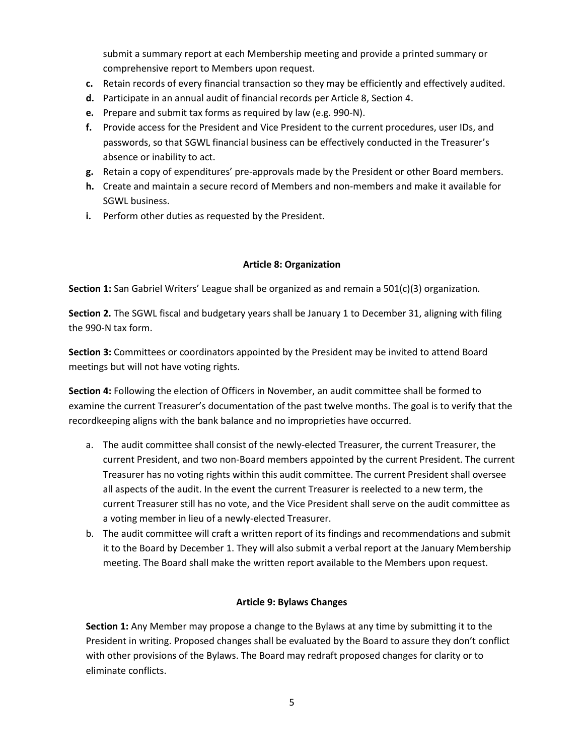submit a summary report at each Membership meeting and provide a printed summary or comprehensive report to Members upon request.

- **c.** Retain records of every financial transaction so they may be efficiently and effectively audited.
- **d.** Participate in an annual audit of financial records per Article 8, Section 4.
- **e.** Prepare and submit tax forms as required by law (e.g. 990-N).
- **f.** Provide access for the President and Vice President to the current procedures, user IDs, and passwords, so that SGWL financial business can be effectively conducted in the Treasurer's absence or inability to act.
- **g.** Retain a copy of expenditures' pre-approvals made by the President or other Board members.
- **h.** Create and maintain a secure record of Members and non-members and make it available for SGWL business.
- **i.** Perform other duties as requested by the President.

### Article 8: Organization

**Section 1:** San Gabriel Writers' League shall be organized as and remain a 501(c)(3) organization.

**Section 2.** The SGWL fiscal and budgetary years shall be January 1 to December 31, aligning with filing the 990-N tax form.

**Section 3:** Committees or coordinators appointed by the President may be invited to attend Board meetings but will not have voting rights.

**Section 4:** Following the election of Officers in November, an audit committee shall be formed to examine the current Treasurer's documentation of the past twelve months. The goal is to verify that the recordkeeping aligns with the bank balance and no improprieties have occurred.

a. The audit committee shall consist of the newly-elected Treasurer, the current Treasurer, the current President, and two non-Board members appointed by the current President. The current Treasurer has no voting rights within this audit committee. The current President shall oversee all aspects of the audit. In the event the current Treasurer is reelected to a new term, the current Treasurer still has no vote, and the Vice President shall serve on the audit committee as a voting member in lieu of a newly-elected Treasurer.

b. The audit committee will craft a written report of its findings and recommendations and submit it to the Board by December 1. They will also submit a verbal report at the January Membership meeting. The Board shall make the written report available to the Members upon request.

### Article 9: Bylaws Changes

**Section 1:** Any Member may propose a change to the Bylaws at any time by submitting it to the President in writing. Proposed changes shall be evaluated by the Board to assure they don't conflict with other provisions of the Bylaws. The Board may redraft proposed changes for clarity or to eliminate conflicts.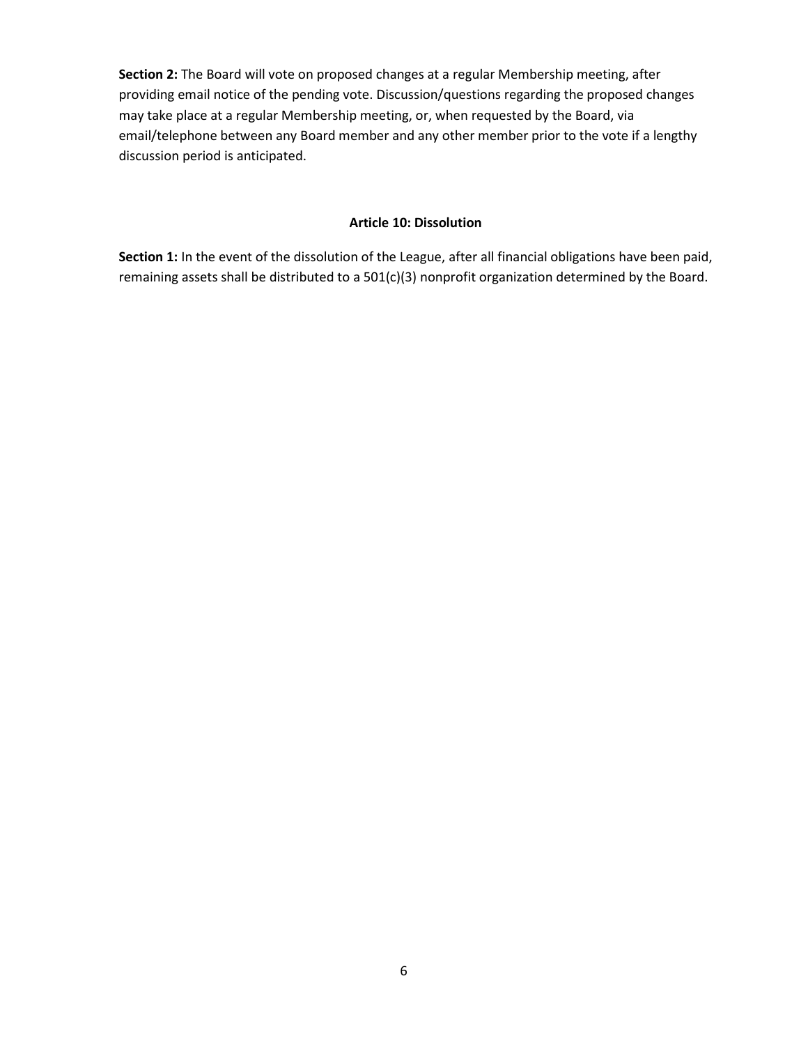**Section 2:** The Board will vote on proposed changes at a regular Membership meeting, after providing email notice of the pending vote. Discussion/questions regarding the proposed changes may take place at a regular Membership meeting, or, when requested by the Board, via email/telephone between any Board member and any other member prior to the vote if a lengthy discussion period is anticipated.

## Article 10: Dissolution

**Section 1:** In the event of the dissolution of the League, after all financial obligations have been paid, remaining assets shall be distributed to a 501(c)(3) nonprofit organization determined by the Board.